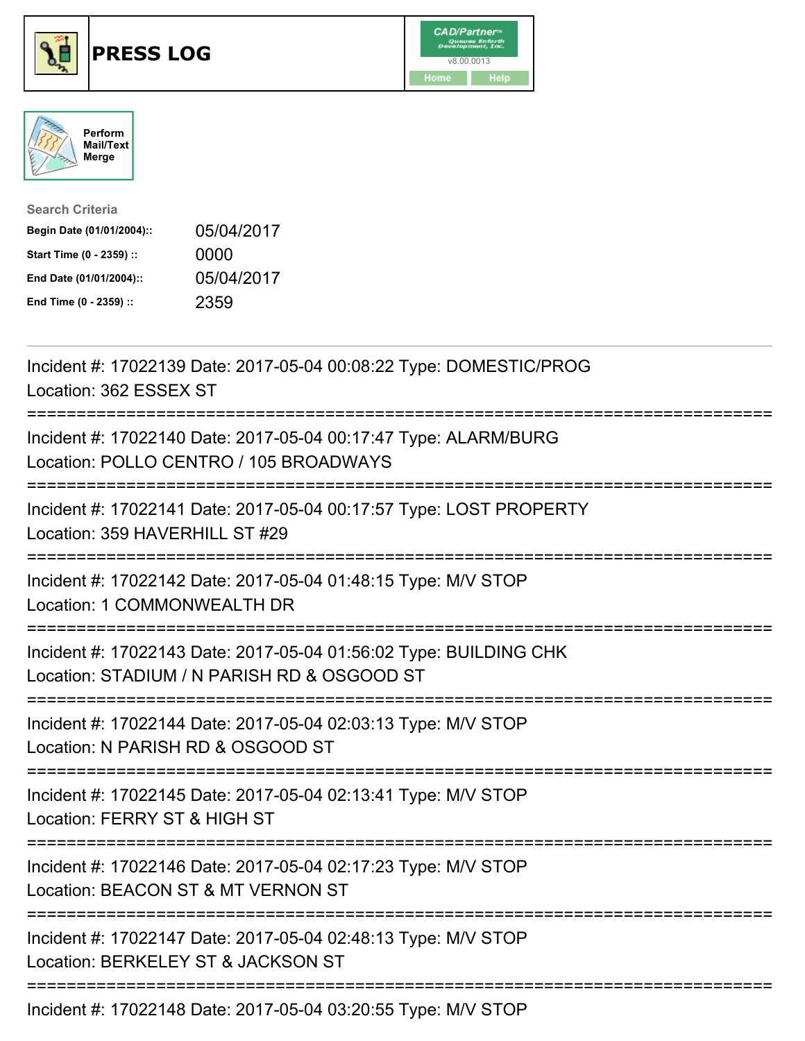# PRESS LOG

CAD/Partner
v8.00.0013
Home Help

Perform Mail/Text Merge

**Search Criteria**

| | |
|---|---|
| **Begin Date (01/01/2004)::** | 05/04/2017 |
| **Start Time (0 - 2359) ::** | 0000 |
| **End Date (01/01/2004)::** | 05/04/2017 |
| **End Time (0 - 2359) ::** | 2359 |

---

Incident #: 17022139 Date: 2017-05-04 00:08:22 Type: DOMESTIC/PROG
Location: 362 ESSEX ST

===========================================================================

Incident #: 17022140 Date: 2017-05-04 00:17:47 Type: ALARM/BURG
Location: POLLO CENTRO / 105 BROADWAYS

===========================================================================

Incident #: 17022141 Date: 2017-05-04 00:17:57 Type: LOST PROPERTY
Location: 359 HAVERHILL ST #29

===========================================================================

Incident #: 17022142 Date: 2017-05-04 01:48:15 Type: M/V STOP
Location: 1 COMMONWEALTH DR

===========================================================================

Incident #: 17022143 Date: 2017-05-04 01:56:02 Type: BUILDING CHK
Location: STADIUM / N PARISH RD & OSGOOD ST

===========================================================================

Incident #: 17022144 Date: 2017-05-04 02:03:13 Type: M/V STOP
Location: N PARISH RD & OSGOOD ST

===========================================================================

Incident #: 17022145 Date: 2017-05-04 02:13:41 Type: M/V STOP
Location: FERRY ST & HIGH ST

===========================================================================

Incident #: 17022146 Date: 2017-05-04 02:17:23 Type: M/V STOP
Location: BEACON ST & MT VERNON ST

===========================================================================

Incident #: 17022147 Date: 2017-05-04 02:48:13 Type: M/V STOP
Location: BERKELEY ST & JACKSON ST

===========================================================================

Incident #: 17022148 Date: 2017-05-04 03:20:55 Type: M/V STOP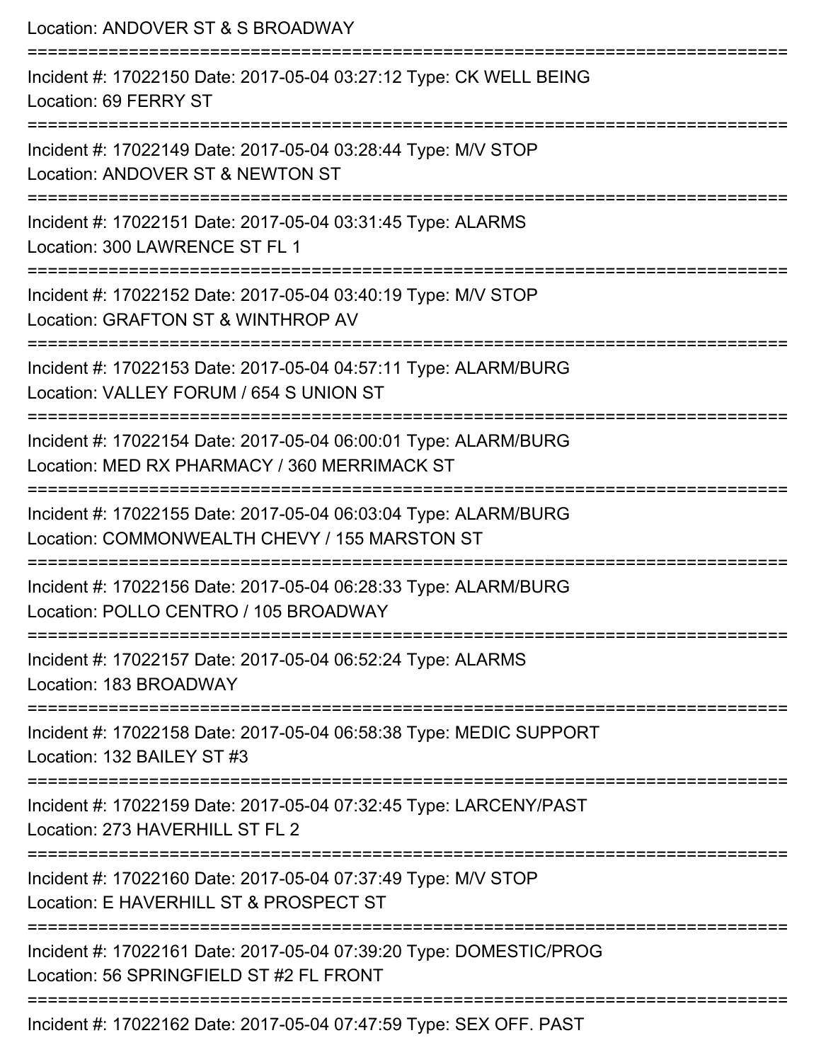Location: ANDOVER ST & S BROADWAY

===========================================================================

Incident #: 17022150 Date: 2017-05-04 03:27:12 Type: CK WELL BEING
Location: 69 FERRY ST

===========================================================================

Incident #: 17022149 Date: 2017-05-04 03:28:44 Type: M/V STOP
Location: ANDOVER ST & NEWTON ST

===========================================================================

Incident #: 17022151 Date: 2017-05-04 03:31:45 Type: ALARMS
Location: 300 LAWRENCE ST FL 1

===========================================================================

Incident #: 17022152 Date: 2017-05-04 03:40:19 Type: M/V STOP
Location: GRAFTON ST & WINTHROP AV

===========================================================================

Incident #: 17022153 Date: 2017-05-04 04:57:11 Type: ALARM/BURG
Location: VALLEY FORUM / 654 S UNION ST

===========================================================================

Incident #: 17022154 Date: 2017-05-04 06:00:01 Type: ALARM/BURG
Location: MED RX PHARMACY / 360 MERRIMACK ST

===========================================================================

Incident #: 17022155 Date: 2017-05-04 06:03:04 Type: ALARM/BURG
Location: COMMONWEALTH CHEVY / 155 MARSTON ST

===========================================================================

Incident #: 17022156 Date: 2017-05-04 06:28:33 Type: ALARM/BURG
Location: POLLO CENTRO / 105 BROADWAY

===========================================================================

Incident #: 17022157 Date: 2017-05-04 06:52:24 Type: ALARMS
Location: 183 BROADWAY

===========================================================================

Incident #: 17022158 Date: 2017-05-04 06:58:38 Type: MEDIC SUPPORT
Location: 132 BAILEY ST #3

===========================================================================

Incident #: 17022159 Date: 2017-05-04 07:32:45 Type: LARCENY/PAST
Location: 273 HAVERHILL ST FL 2

===========================================================================

Incident #: 17022160 Date: 2017-05-04 07:37:49 Type: M/V STOP
Location: E HAVERHILL ST & PROSPECT ST

===========================================================================

Incident #: 17022161 Date: 2017-05-04 07:39:20 Type: DOMESTIC/PROG
Location: 56 SPRINGFIELD ST #2 FL FRONT

===========================================================================

Incident #: 17022162 Date: 2017-05-04 07:47:59 Type: SEX OFF. PAST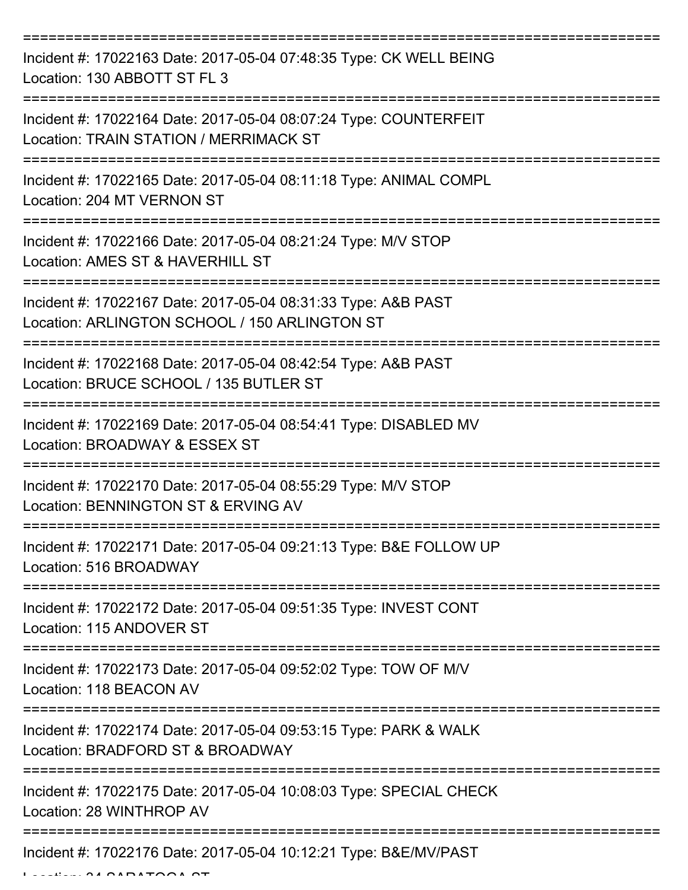===========================================================================

Incident #: 17022163 Date: 2017-05-04 07:48:35 Type: CK WELL BEING
Location: 130 ABBOTT ST FL 3

===========================================================================

Incident #: 17022164 Date: 2017-05-04 08:07:24 Type: COUNTERFEIT
Location: TRAIN STATION / MERRIMACK ST

===========================================================================

Incident #: 17022165 Date: 2017-05-04 08:11:18 Type: ANIMAL COMPL
Location: 204 MT VERNON ST

===========================================================================

Incident #: 17022166 Date: 2017-05-04 08:21:24 Type: M/V STOP
Location: AMES ST & HAVERHILL ST

===========================================================================

Incident #: 17022167 Date: 2017-05-04 08:31:33 Type: A&B PAST
Location: ARLINGTON SCHOOL / 150 ARLINGTON ST

===========================================================================

Incident #: 17022168 Date: 2017-05-04 08:42:54 Type: A&B PAST
Location: BRUCE SCHOOL / 135 BUTLER ST

===========================================================================

Incident #: 17022169 Date: 2017-05-04 08:54:41 Type: DISABLED MV
Location: BROADWAY & ESSEX ST

===========================================================================

Incident #: 17022170 Date: 2017-05-04 08:55:29 Type: M/V STOP
Location: BENNINGTON ST & ERVING AV

===========================================================================

Incident #: 17022171 Date: 2017-05-04 09:21:13 Type: B&E FOLLOW UP
Location: 516 BROADWAY

===========================================================================

Incident #: 17022172 Date: 2017-05-04 09:51:35 Type: INVEST CONT
Location: 115 ANDOVER ST

===========================================================================

Incident #: 17022173 Date: 2017-05-04 09:52:02 Type: TOW OF M/V
Location: 118 BEACON AV

===========================================================================

Incident #: 17022174 Date: 2017-05-04 09:53:15 Type: PARK & WALK
Location: BRADFORD ST & BROADWAY

===========================================================================

Incident #: 17022175 Date: 2017-05-04 10:08:03 Type: SPECIAL CHECK
Location: 28 WINTHROP AV

===========================================================================

Incident #: 17022176 Date: 2017-05-04 10:12:21 Type: B&E/MV/PAST
Location: 34 SARATOGA ST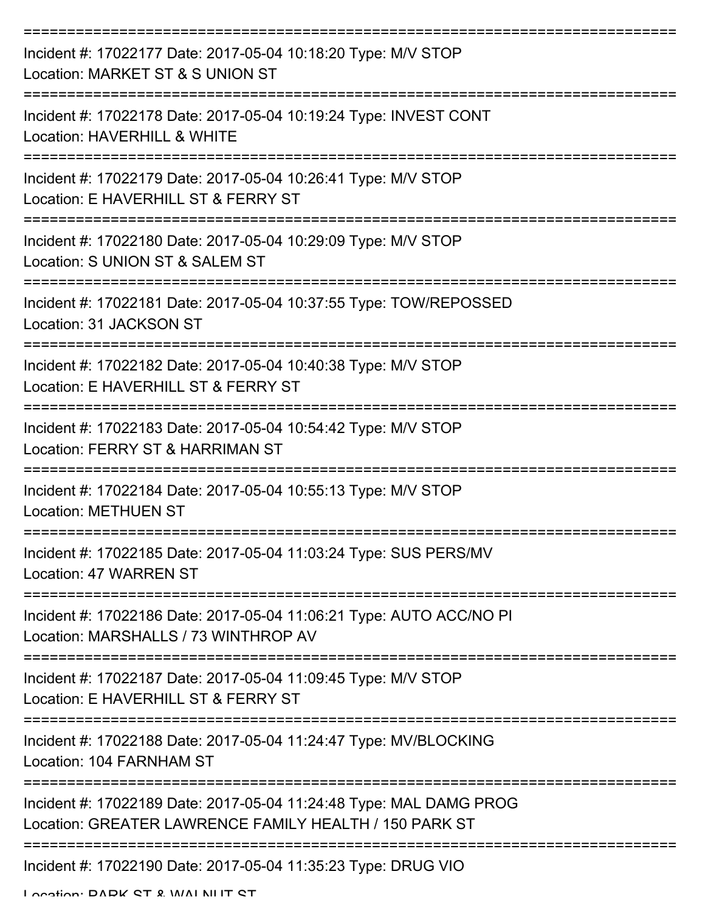===========================================================================

Incident #: 17022177 Date: 2017-05-04 10:18:20 Type: M/V STOP

Location: MARKET ST & S UNION ST

===========================================================================

Incident #: 17022178 Date: 2017-05-04 10:19:24 Type: INVEST CONT

Location: HAVERHILL & WHITE

===========================================================================

Incident #: 17022179 Date: 2017-05-04 10:26:41 Type: M/V STOP

Location: E HAVERHILL ST & FERRY ST

===========================================================================

Incident #: 17022180 Date: 2017-05-04 10:29:09 Type: M/V STOP

Location: S UNION ST & SALEM ST

===========================================================================

Incident #: 17022181 Date: 2017-05-04 10:37:55 Type: TOW/REPOSSED

Location: 31 JACKSON ST

===========================================================================

Incident #: 17022182 Date: 2017-05-04 10:40:38 Type: M/V STOP

Location: E HAVERHILL ST & FERRY ST

===========================================================================

Incident #: 17022183 Date: 2017-05-04 10:54:42 Type: M/V STOP

Location: FERRY ST & HARRIMAN ST

===========================================================================

Incident #: 17022184 Date: 2017-05-04 10:55:13 Type: M/V STOP

Location: METHUEN ST

===========================================================================

Incident #: 17022185 Date: 2017-05-04 11:03:24 Type: SUS PERS/MV

Location: 47 WARREN ST

===========================================================================

Incident #: 17022186 Date: 2017-05-04 11:06:21 Type: AUTO ACC/NO PI

Location: MARSHALLS / 73 WINTHROP AV

===========================================================================

Incident #: 17022187 Date: 2017-05-04 11:09:45 Type: M/V STOP

Location: E HAVERHILL ST & FERRY ST

===========================================================================

Incident #: 17022188 Date: 2017-05-04 11:24:47 Type: MV/BLOCKING

Location: 104 FARNHAM ST

===========================================================================

Incident #: 17022189 Date: 2017-05-04 11:24:48 Type: MAL DAMG PROG

Location: GREATER LAWRENCE FAMILY HEALTH / 150 PARK ST

===========================================================================

Incident #: 17022190 Date: 2017-05-04 11:35:23 Type: DRUG VIO

Location: PARK ST & WALNUT ST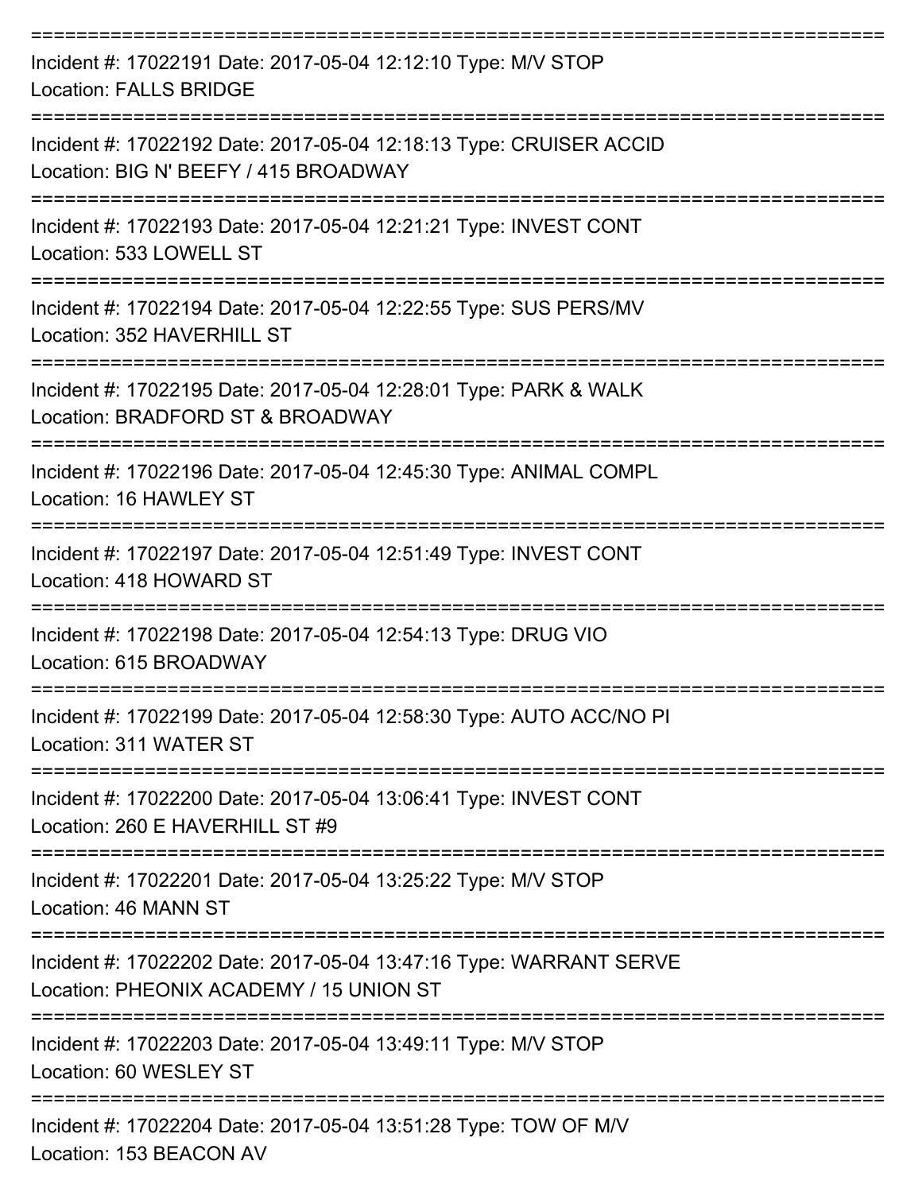===========================================================================
Incident #: 17022191 Date: 2017-05-04 12:12:10 Type: M/V STOP
Location: FALLS BRIDGE
===========================================================================
Incident #: 17022192 Date: 2017-05-04 12:18:13 Type: CRUISER ACCID
Location: BIG N' BEEFY / 415 BROADWAY
===========================================================================
Incident #: 17022193 Date: 2017-05-04 12:21:21 Type: INVEST CONT
Location: 533 LOWELL ST
===========================================================================
Incident #: 17022194 Date: 2017-05-04 12:22:55 Type: SUS PERS/MV
Location: 352 HAVERHILL ST
===========================================================================
Incident #: 17022195 Date: 2017-05-04 12:28:01 Type: PARK & WALK
Location: BRADFORD ST & BROADWAY
===========================================================================
Incident #: 17022196 Date: 2017-05-04 12:45:30 Type: ANIMAL COMPL
Location: 16 HAWLEY ST
===========================================================================
Incident #: 17022197 Date: 2017-05-04 12:51:49 Type: INVEST CONT
Location: 418 HOWARD ST
===========================================================================
Incident #: 17022198 Date: 2017-05-04 12:54:13 Type: DRUG VIO
Location: 615 BROADWAY
===========================================================================
Incident #: 17022199 Date: 2017-05-04 12:58:30 Type: AUTO ACC/NO PI
Location: 311 WATER ST
===========================================================================
Incident #: 17022200 Date: 2017-05-04 13:06:41 Type: INVEST CONT
Location: 260 E HAVERHILL ST #9
===========================================================================
Incident #: 17022201 Date: 2017-05-04 13:25:22 Type: M/V STOP
Location: 46 MANN ST
===========================================================================
Incident #: 17022202 Date: 2017-05-04 13:47:16 Type: WARRANT SERVE
Location: PHEONIX ACADEMY / 15 UNION ST
===========================================================================
Incident #: 17022203 Date: 2017-05-04 13:49:11 Type: M/V STOP
Location: 60 WESLEY ST
===========================================================================
Incident #: 17022204 Date: 2017-05-04 13:51:28 Type: TOW OF M/V
Location: 153 BEACON AV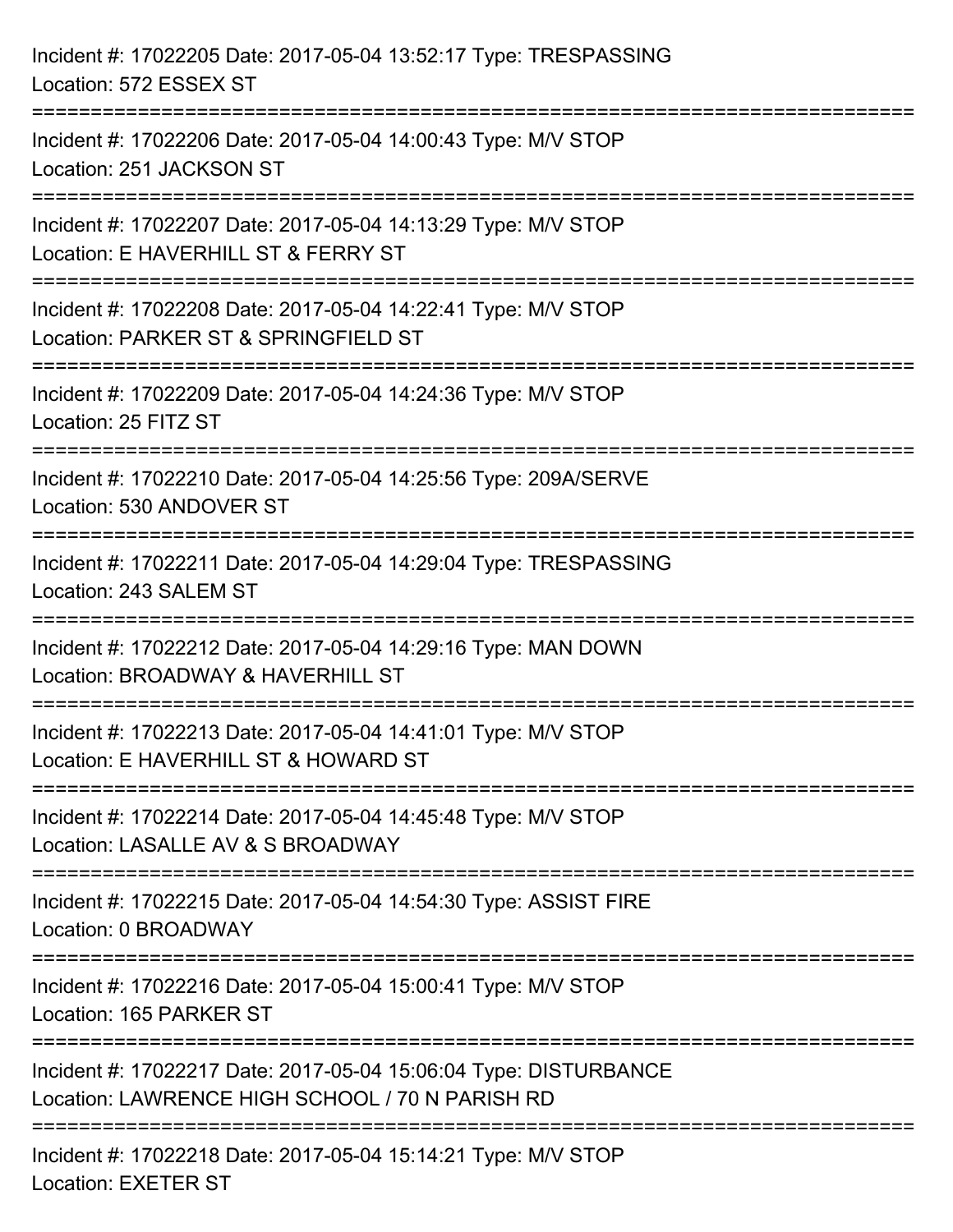Incident #: 17022205 Date: 2017-05-04 13:52:17 Type: TRESPASSING
Location: 572 ESSEX ST

===========================================================================

Incident #: 17022206 Date: 2017-05-04 14:00:43 Type: M/V STOP
Location: 251 JACKSON ST

===========================================================================

Incident #: 17022207 Date: 2017-05-04 14:13:29 Type: M/V STOP
Location: E HAVERHILL ST & FERRY ST

===========================================================================

Incident #: 17022208 Date: 2017-05-04 14:22:41 Type: M/V STOP
Location: PARKER ST & SPRINGFIELD ST

===========================================================================

Incident #: 17022209 Date: 2017-05-04 14:24:36 Type: M/V STOP
Location: 25 FITZ ST

===========================================================================

Incident #: 17022210 Date: 2017-05-04 14:25:56 Type: 209A/SERVE
Location: 530 ANDOVER ST

===========================================================================

Incident #: 17022211 Date: 2017-05-04 14:29:04 Type: TRESPASSING
Location: 243 SALEM ST

===========================================================================

Incident #: 17022212 Date: 2017-05-04 14:29:16 Type: MAN DOWN
Location: BROADWAY & HAVERHILL ST

===========================================================================

Incident #: 17022213 Date: 2017-05-04 14:41:01 Type: M/V STOP
Location: E HAVERHILL ST & HOWARD ST

===========================================================================

Incident #: 17022214 Date: 2017-05-04 14:45:48 Type: M/V STOP
Location: LASALLE AV & S BROADWAY

===========================================================================

Incident #: 17022215 Date: 2017-05-04 14:54:30 Type: ASSIST FIRE
Location: 0 BROADWAY

===========================================================================

Incident #: 17022216 Date: 2017-05-04 15:00:41 Type: M/V STOP
Location: 165 PARKER ST

===========================================================================

Incident #: 17022217 Date: 2017-05-04 15:06:04 Type: DISTURBANCE
Location: LAWRENCE HIGH SCHOOL / 70 N PARISH RD

===========================================================================

Incident #: 17022218 Date: 2017-05-04 15:14:21 Type: M/V STOP
Location: EXETER ST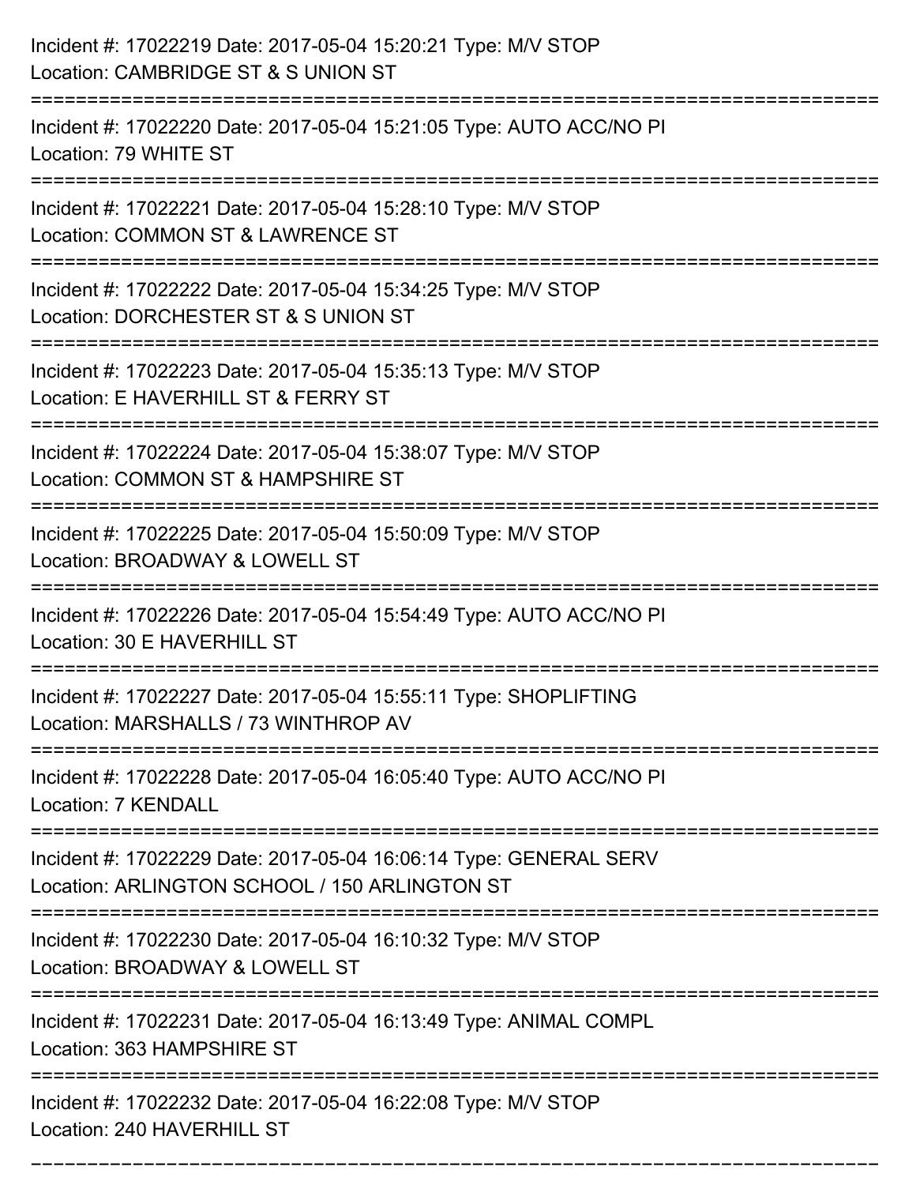Incident #: 17022219 Date: 2017-05-04 15:20:21 Type: M/V STOP
Location: CAMBRIDGE ST & S UNION ST

===========================================================================

Incident #: 17022220 Date: 2017-05-04 15:21:05 Type: AUTO ACC/NO PI
Location: 79 WHITE ST

===========================================================================

Incident #: 17022221 Date: 2017-05-04 15:28:10 Type: M/V STOP
Location: COMMON ST & LAWRENCE ST

===========================================================================

Incident #: 17022222 Date: 2017-05-04 15:34:25 Type: M/V STOP
Location: DORCHESTER ST & S UNION ST

===========================================================================

Incident #: 17022223 Date: 2017-05-04 15:35:13 Type: M/V STOP
Location: E HAVERHILL ST & FERRY ST

===========================================================================

Incident #: 17022224 Date: 2017-05-04 15:38:07 Type: M/V STOP
Location: COMMON ST & HAMPSHIRE ST

===========================================================================

Incident #: 17022225 Date: 2017-05-04 15:50:09 Type: M/V STOP
Location: BROADWAY & LOWELL ST

===========================================================================

Incident #: 17022226 Date: 2017-05-04 15:54:49 Type: AUTO ACC/NO PI
Location: 30 E HAVERHILL ST

===========================================================================

Incident #: 17022227 Date: 2017-05-04 15:55:11 Type: SHOPLIFTING
Location: MARSHALLS / 73 WINTHROP AV

===========================================================================

Incident #: 17022228 Date: 2017-05-04 16:05:40 Type: AUTO ACC/NO PI
Location: 7 KENDALL

===========================================================================

Incident #: 17022229 Date: 2017-05-04 16:06:14 Type: GENERAL SERV
Location: ARLINGTON SCHOOL / 150 ARLINGTON ST

===========================================================================

Incident #: 17022230 Date: 2017-05-04 16:10:32 Type: M/V STOP
Location: BROADWAY & LOWELL ST

===========================================================================

Incident #: 17022231 Date: 2017-05-04 16:13:49 Type: ANIMAL COMPL
Location: 363 HAMPSHIRE ST

===========================================================================

Incident #: 17022232 Date: 2017-05-04 16:22:08 Type: M/V STOP
Location: 240 HAVERHILL ST

===========================================================================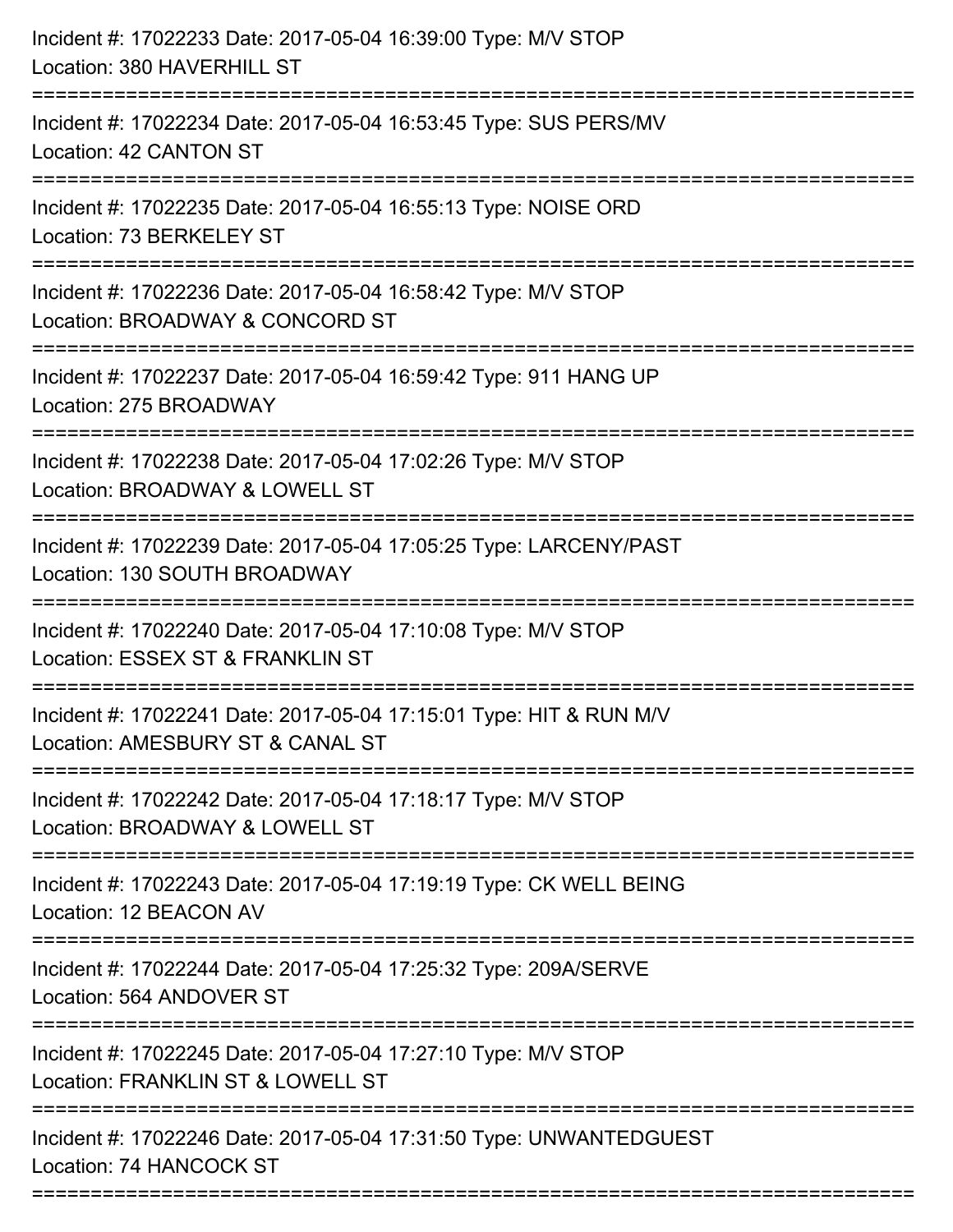Incident #: 17022233 Date: 2017-05-04 16:39:00 Type: M/V STOP
Location: 380 HAVERHILL ST

===========================================================================

Incident #: 17022234 Date: 2017-05-04 16:53:45 Type: SUS PERS/MV
Location: 42 CANTON ST

===========================================================================

Incident #: 17022235 Date: 2017-05-04 16:55:13 Type: NOISE ORD
Location: 73 BERKELEY ST

===========================================================================

Incident #: 17022236 Date: 2017-05-04 16:58:42 Type: M/V STOP
Location: BROADWAY & CONCORD ST

===========================================================================

Incident #: 17022237 Date: 2017-05-04 16:59:42 Type: 911 HANG UP
Location: 275 BROADWAY

===========================================================================

Incident #: 17022238 Date: 2017-05-04 17:02:26 Type: M/V STOP
Location: BROADWAY & LOWELL ST

===========================================================================

Incident #: 17022239 Date: 2017-05-04 17:05:25 Type: LARCENY/PAST
Location: 130 SOUTH BROADWAY

===========================================================================

Incident #: 17022240 Date: 2017-05-04 17:10:08 Type: M/V STOP
Location: ESSEX ST & FRANKLIN ST

===========================================================================

Incident #: 17022241 Date: 2017-05-04 17:15:01 Type: HIT & RUN M/V
Location: AMESBURY ST & CANAL ST

===========================================================================

Incident #: 17022242 Date: 2017-05-04 17:18:17 Type: M/V STOP
Location: BROADWAY & LOWELL ST

===========================================================================

Incident #: 17022243 Date: 2017-05-04 17:19:19 Type: CK WELL BEING
Location: 12 BEACON AV

===========================================================================

Incident #: 17022244 Date: 2017-05-04 17:25:32 Type: 209A/SERVE
Location: 564 ANDOVER ST

===========================================================================

Incident #: 17022245 Date: 2017-05-04 17:27:10 Type: M/V STOP
Location: FRANKLIN ST & LOWELL ST

===========================================================================

Incident #: 17022246 Date: 2017-05-04 17:31:50 Type: UNWANTEDGUEST
Location: 74 HANCOCK ST

===========================================================================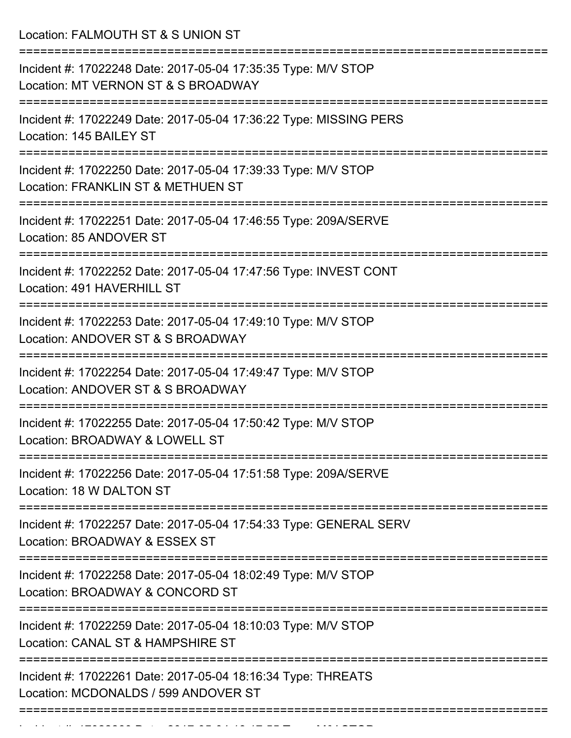Location: FALMOUTH ST & S UNION ST

===========================================================================

Incident #: 17022248 Date: 2017-05-04 17:35:35 Type: M/V STOP
Location: MT VERNON ST & S BROADWAY

===========================================================================

Incident #: 17022249 Date: 2017-05-04 17:36:22 Type: MISSING PERS
Location: 145 BAILEY ST

===========================================================================

Incident #: 17022250 Date: 2017-05-04 17:39:33 Type: M/V STOP
Location: FRANKLIN ST & METHUEN ST

===========================================================================

Incident #: 17022251 Date: 2017-05-04 17:46:55 Type: 209A/SERVE
Location: 85 ANDOVER ST

===========================================================================

Incident #: 17022252 Date: 2017-05-04 17:47:56 Type: INVEST CONT
Location: 491 HAVERHILL ST

===========================================================================

Incident #: 17022253 Date: 2017-05-04 17:49:10 Type: M/V STOP
Location: ANDOVER ST & S BROADWAY

===========================================================================

Incident #: 17022254 Date: 2017-05-04 17:49:47 Type: M/V STOP
Location: ANDOVER ST & S BROADWAY

===========================================================================

Incident #: 17022255 Date: 2017-05-04 17:50:42 Type: M/V STOP
Location: BROADWAY & LOWELL ST

===========================================================================

Incident #: 17022256 Date: 2017-05-04 17:51:58 Type: 209A/SERVE
Location: 18 W DALTON ST

===========================================================================

Incident #: 17022257 Date: 2017-05-04 17:54:33 Type: GENERAL SERV
Location: BROADWAY & ESSEX ST

===========================================================================

Incident #: 17022258 Date: 2017-05-04 18:02:49 Type: M/V STOP
Location: BROADWAY & CONCORD ST

===========================================================================

Incident #: 17022259 Date: 2017-05-04 18:10:03 Type: M/V STOP
Location: CANAL ST & HAMPSHIRE ST

===========================================================================

Incident #: 17022261 Date: 2017-05-04 18:16:34 Type: THREATS
Location: MCDONALDS / 599 ANDOVER ST

===========================================================================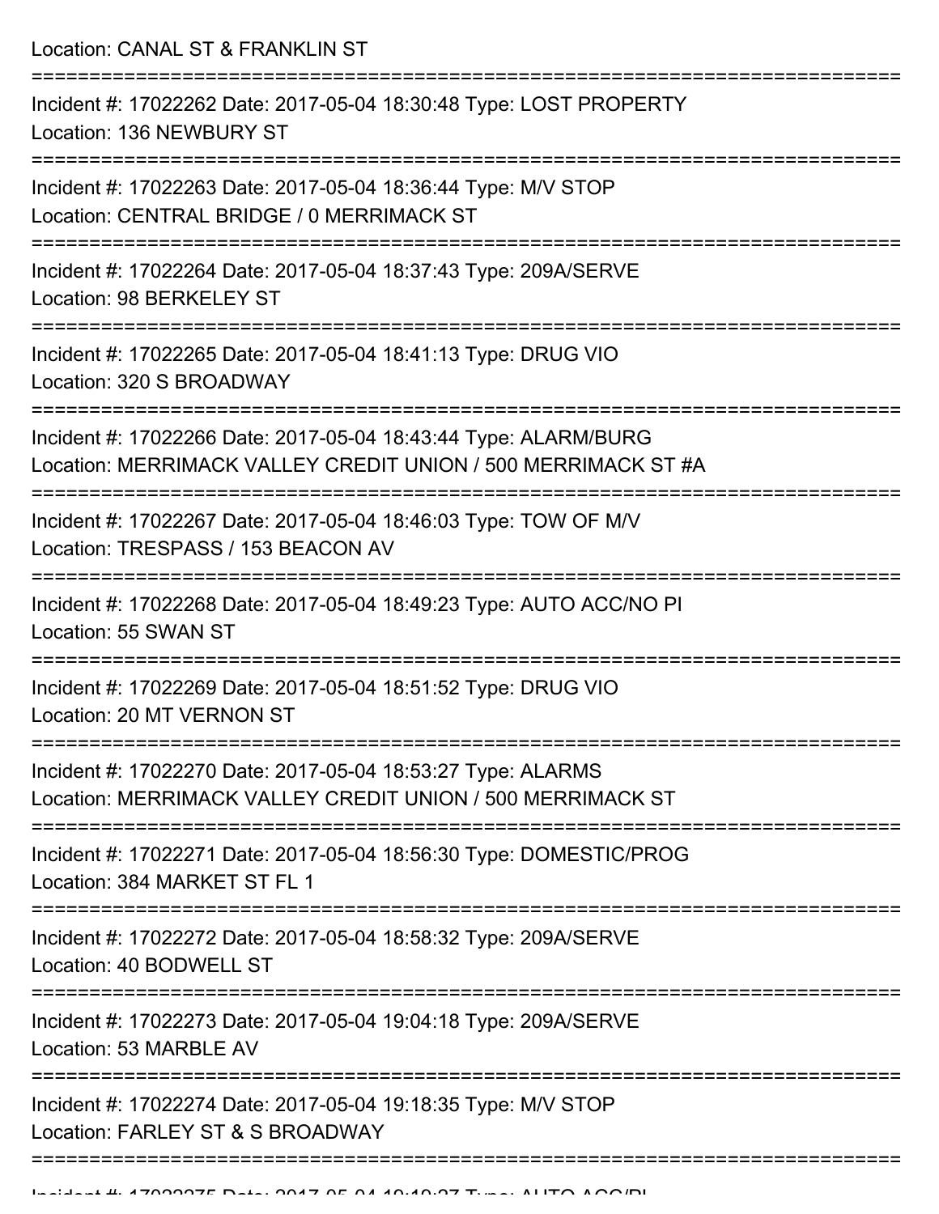Location: CANAL ST & FRANKLIN ST

===========================================================================

Incident #: 17022262 Date: 2017-05-04 18:30:48 Type: LOST PROPERTY

Location: 136 NEWBURY ST

===========================================================================

Incident #: 17022263 Date: 2017-05-04 18:36:44 Type: M/V STOP

Location: CENTRAL BRIDGE / 0 MERRIMACK ST

===========================================================================

Incident #: 17022264 Date: 2017-05-04 18:37:43 Type: 209A/SERVE

Location: 98 BERKELEY ST

===========================================================================

Incident #: 17022265 Date: 2017-05-04 18:41:13 Type: DRUG VIO

Location: 320 S BROADWAY

===========================================================================

Incident #: 17022266 Date: 2017-05-04 18:43:44 Type: ALARM/BURG

Location: MERRIMACK VALLEY CREDIT UNION / 500 MERRIMACK ST #A

===========================================================================

Incident #: 17022267 Date: 2017-05-04 18:46:03 Type: TOW OF M/V

Location: TRESPASS / 153 BEACON AV

===========================================================================

Incident #: 17022268 Date: 2017-05-04 18:49:23 Type: AUTO ACC/NO PI

Location: 55 SWAN ST

===========================================================================

Incident #: 17022269 Date: 2017-05-04 18:51:52 Type: DRUG VIO

Location: 20 MT VERNON ST

===========================================================================

Incident #: 17022270 Date: 2017-05-04 18:53:27 Type: ALARMS

Location: MERRIMACK VALLEY CREDIT UNION / 500 MERRIMACK ST

===========================================================================

Incident #: 17022271 Date: 2017-05-04 18:56:30 Type: DOMESTIC/PROG

Location: 384 MARKET ST FL 1

===========================================================================

Incident #: 17022272 Date: 2017-05-04 18:58:32 Type: 209A/SERVE

Location: 40 BODWELL ST

===========================================================================

Incident #: 17022273 Date: 2017-05-04 19:04:18 Type: 209A/SERVE

Location: 53 MARBLE AV

===========================================================================

Incident #: 17022274 Date: 2017-05-04 19:18:35 Type: M/V STOP

Location: FARLEY ST & S BROADWAY

===========================================================================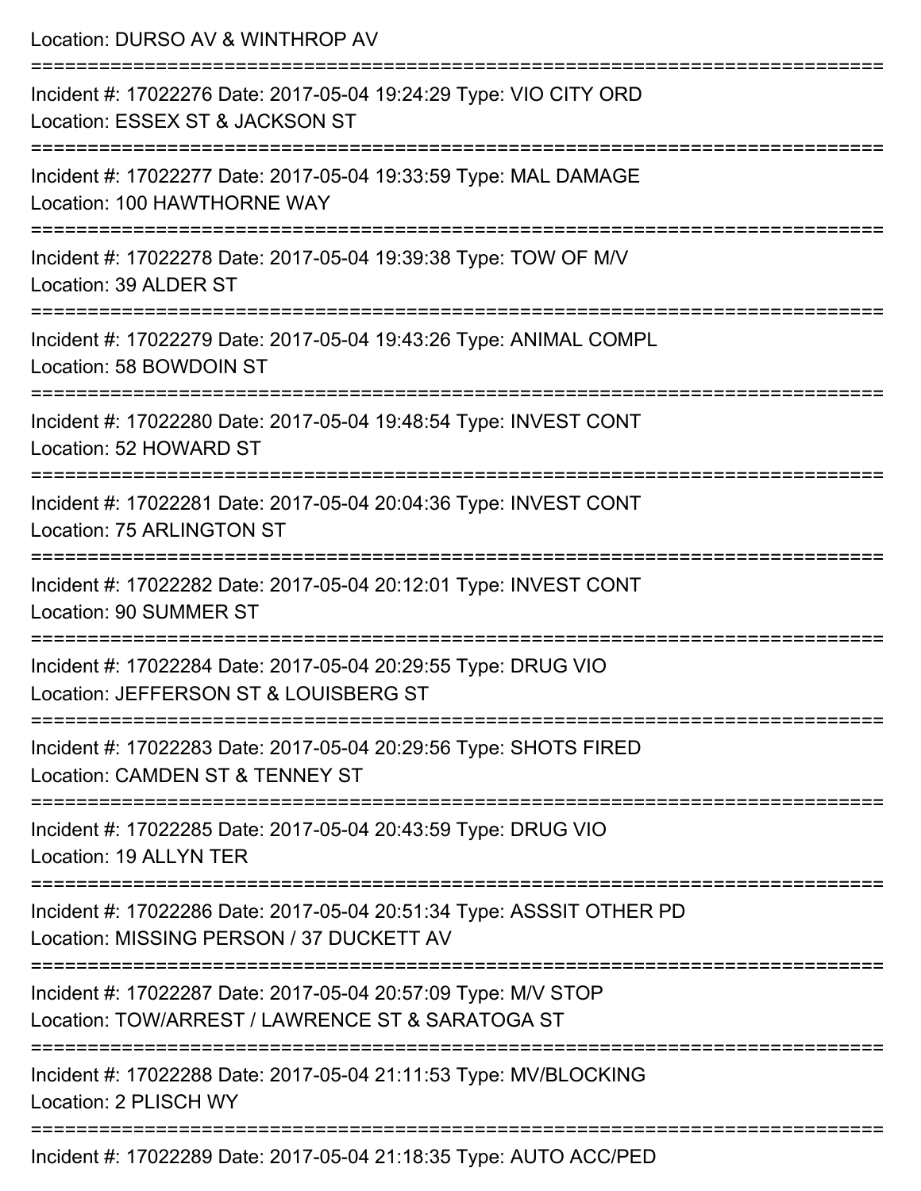Location: DURSO AV & WINTHROP AV

===========================================================================

Incident #: 17022276 Date: 2017-05-04 19:24:29 Type: VIO CITY ORD
Location: ESSEX ST & JACKSON ST

===========================================================================

Incident #: 17022277 Date: 2017-05-04 19:33:59 Type: MAL DAMAGE
Location: 100 HAWTHORNE WAY

===========================================================================

Incident #: 17022278 Date: 2017-05-04 19:39:38 Type: TOW OF M/V
Location: 39 ALDER ST

===========================================================================

Incident #: 17022279 Date: 2017-05-04 19:43:26 Type: ANIMAL COMPL
Location: 58 BOWDOIN ST

===========================================================================

Incident #: 17022280 Date: 2017-05-04 19:48:54 Type: INVEST CONT
Location: 52 HOWARD ST

===========================================================================

Incident #: 17022281 Date: 2017-05-04 20:04:36 Type: INVEST CONT
Location: 75 ARLINGTON ST

===========================================================================

Incident #: 17022282 Date: 2017-05-04 20:12:01 Type: INVEST CONT
Location: 90 SUMMER ST

===========================================================================

Incident #: 17022284 Date: 2017-05-04 20:29:55 Type: DRUG VIO
Location: JEFFERSON ST & LOUISBERG ST

===========================================================================

Incident #: 17022283 Date: 2017-05-04 20:29:56 Type: SHOTS FIRED
Location: CAMDEN ST & TENNEY ST

===========================================================================

Incident #: 17022285 Date: 2017-05-04 20:43:59 Type: DRUG VIO
Location: 19 ALLYN TER

===========================================================================

Incident #: 17022286 Date: 2017-05-04 20:51:34 Type: ASSSIT OTHER PD
Location: MISSING PERSON / 37 DUCKETT AV

===========================================================================

Incident #: 17022287 Date: 2017-05-04 20:57:09 Type: M/V STOP
Location: TOW/ARREST / LAWRENCE ST & SARATOGA ST

===========================================================================

Incident #: 17022288 Date: 2017-05-04 21:11:53 Type: MV/BLOCKING
Location: 2 PLISCH WY

===========================================================================

Incident #: 17022289 Date: 2017-05-04 21:18:35 Type: AUTO ACC/PED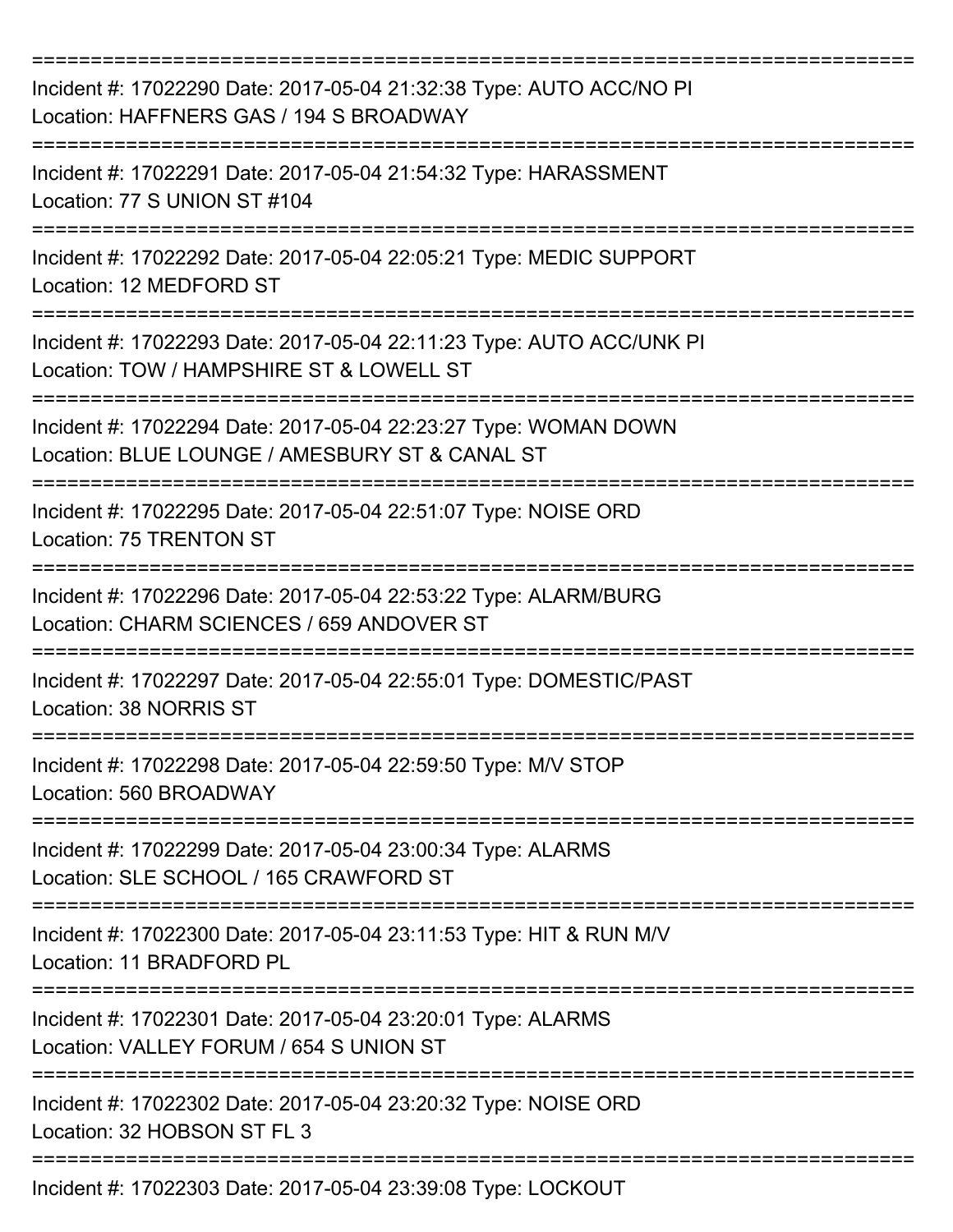===========================================================================

Incident #: 17022290 Date: 2017-05-04 21:32:38 Type: AUTO ACC/NO PI
Location: HAFFNERS GAS / 194 S BROADWAY

===========================================================================

Incident #: 17022291 Date: 2017-05-04 21:54:32 Type: HARASSMENT
Location: 77 S UNION ST #104

===========================================================================

Incident #: 17022292 Date: 2017-05-04 22:05:21 Type: MEDIC SUPPORT
Location: 12 MEDFORD ST

===========================================================================

Incident #: 17022293 Date: 2017-05-04 22:11:23 Type: AUTO ACC/UNK PI
Location: TOW / HAMPSHIRE ST & LOWELL ST

===========================================================================

Incident #: 17022294 Date: 2017-05-04 22:23:27 Type: WOMAN DOWN
Location: BLUE LOUNGE / AMESBURY ST & CANAL ST

===========================================================================

Incident #: 17022295 Date: 2017-05-04 22:51:07 Type: NOISE ORD
Location: 75 TRENTON ST

===========================================================================

Incident #: 17022296 Date: 2017-05-04 22:53:22 Type: ALARM/BURG
Location: CHARM SCIENCES / 659 ANDOVER ST

===========================================================================

Incident #: 17022297 Date: 2017-05-04 22:55:01 Type: DOMESTIC/PAST
Location: 38 NORRIS ST

===========================================================================

Incident #: 17022298 Date: 2017-05-04 22:59:50 Type: M/V STOP
Location: 560 BROADWAY

===========================================================================

Incident #: 17022299 Date: 2017-05-04 23:00:34 Type: ALARMS
Location: SLE SCHOOL / 165 CRAWFORD ST

===========================================================================

Incident #: 17022300 Date: 2017-05-04 23:11:53 Type: HIT & RUN M/V
Location: 11 BRADFORD PL

===========================================================================

Incident #: 17022301 Date: 2017-05-04 23:20:01 Type: ALARMS
Location: VALLEY FORUM / 654 S UNION ST

===========================================================================

Incident #: 17022302 Date: 2017-05-04 23:20:32 Type: NOISE ORD
Location: 32 HOBSON ST FL 3

===========================================================================

Incident #: 17022303 Date: 2017-05-04 23:39:08 Type: LOCKOUT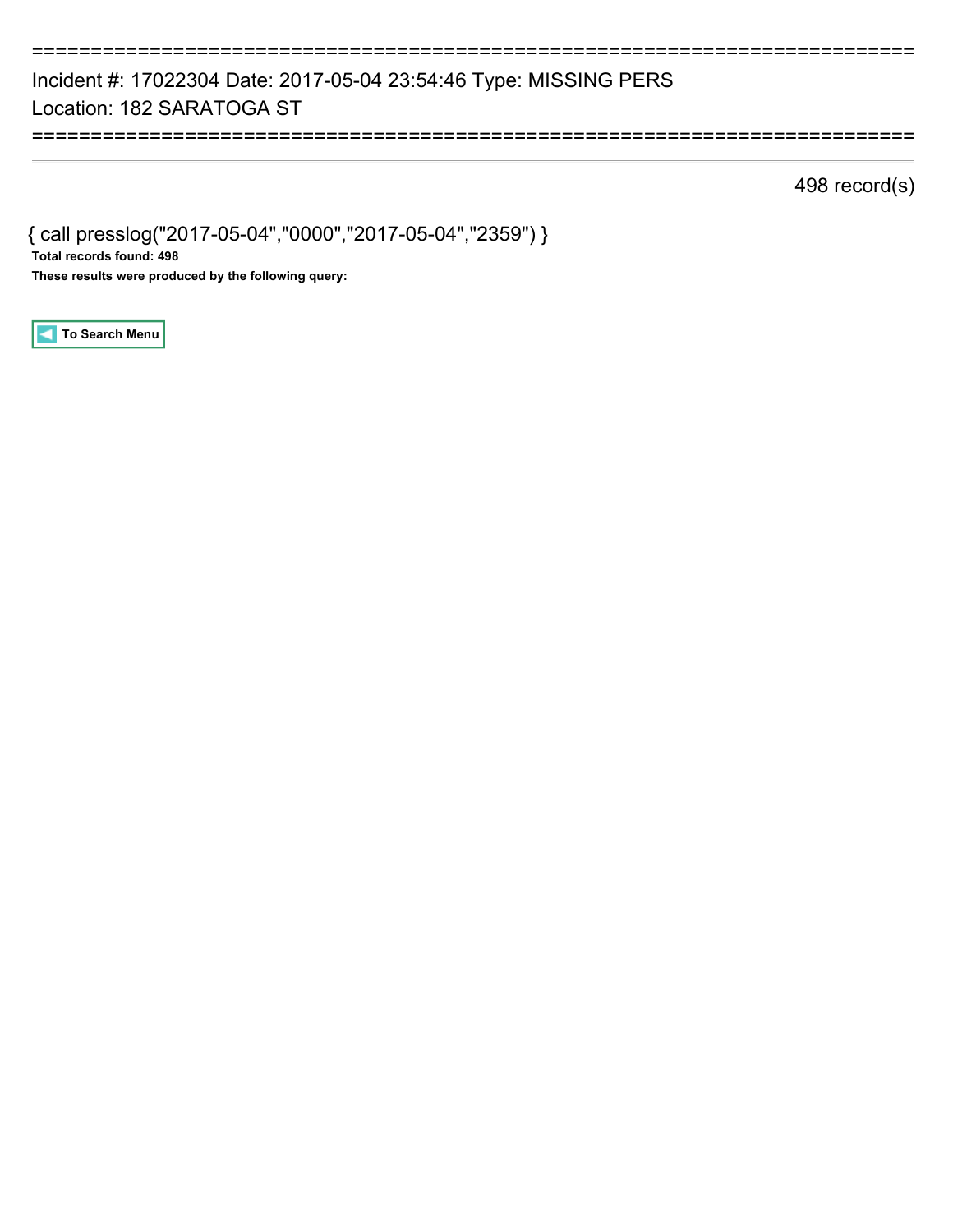===============================================================================

Incident #: 17022304 Date: 2017-05-04 23:54:46 Type: MISSING PERS
Location: 182 SARATOGA ST

===============================================================================

---

498 record(s)

{ call presslog("2017-05-04","0000","2017-05-04","2359") }

**Total records found: 498**

**These results were produced by the following query:**

**To Search Menu**